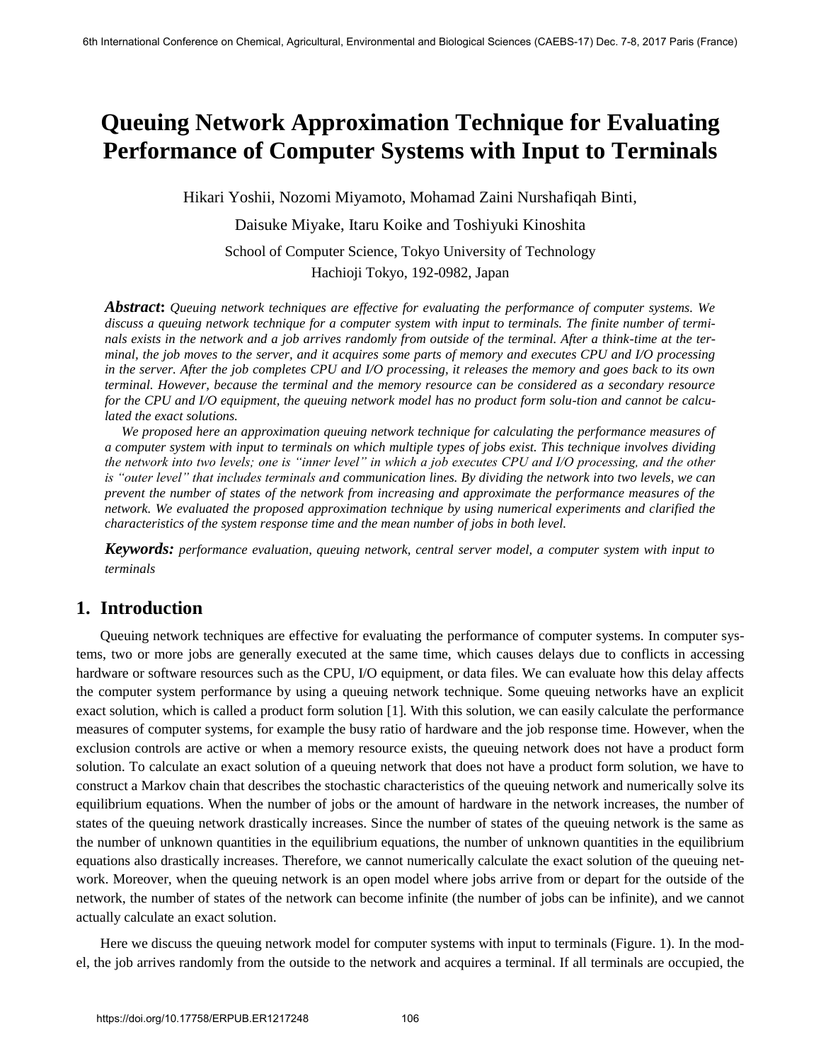# Queuing Network Approximation Technique for Evaluating Performance of Computer Systems with Input to Terminals

Hikari Yoshii, Nozomi Miyamoto, Mohamad Zaini Nurshafiqah Binti,

Daisuke Miyake, Itaru Koike and Toshiyuki Kinoshita

School of Computer Science, Tokyo University of Technology
Hachioji Tokyo, 192-0982, Japan

***Abstract*:** *Queuing network techniques are effective for evaluating the performance of computer systems. We discuss a queuing network technique for a computer system with input to terminals. The finite number of terminals exists in the network and a job arrives randomly from outside of the terminal. After a think-time at the terminal, the job moves to the server, and it acquires some parts of memory and executes CPU and I/O processing in the server. After the job completes CPU and I/O processing, it releases the memory and goes back to its own terminal. However, because the terminal and the memory resource can be considered as a secondary resource for the CPU and I/O equipment, the queuing network model has no product form solu-tion and cannot be calculated the exact solutions.*

*We proposed here an approximation queuing network technique for calculating the performance measures of a computer system with input to terminals on which multiple types of jobs exist. This technique involves dividing the network into two levels; one is "inner level" in which a job executes CPU and I/O processing, and the other is "outer level" that includes terminals and communication lines. By dividing the network into two levels, we can prevent the number of states of the network from increasing and approximate the performance measures of the network. We evaluated the proposed approximation technique by using numerical experiments and clarified the characteristics of the system response time and the mean number of jobs in both level.*

***Keywords:*** *performance evaluation, queuing network, central server model, a computer system with input to terminals*

## 1. Introduction

Queuing network techniques are effective for evaluating the performance of computer systems. In computer systems, two or more jobs are generally executed at the same time, which causes delays due to conflicts in accessing hardware or software resources such as the CPU, I/O equipment, or data files. We can evaluate how this delay affects the computer system performance by using a queuing network technique. Some queuing networks have an explicit exact solution, which is called a product form solution [1]. With this solution, we can easily calculate the performance measures of computer systems, for example the busy ratio of hardware and the job response time. However, when the exclusion controls are active or when a memory resource exists, the queuing network does not have a product form solution. To calculate an exact solution of a queuing network that does not have a product form solution, we have to construct a Markov chain that describes the stochastic characteristics of the queuing network and numerically solve its equilibrium equations. When the number of jobs or the amount of hardware in the network increases, the number of states of the queuing network drastically increases. Since the number of states of the queuing network is the same as the number of unknown quantities in the equilibrium equations, the number of unknown quantities in the equilibrium equations also drastically increases. Therefore, we cannot numerically calculate the exact solution of the queuing network. Moreover, when the queuing network is an open model where jobs arrive from or depart for the outside of the network, the number of states of the network can become infinite (the number of jobs can be infinite), and we cannot actually calculate an exact solution.

Here we discuss the queuing network model for computer systems with input to terminals (Figure. 1). In the model, the job arrives randomly from the outside to the network and acquires a terminal. If all terminals are occupied, the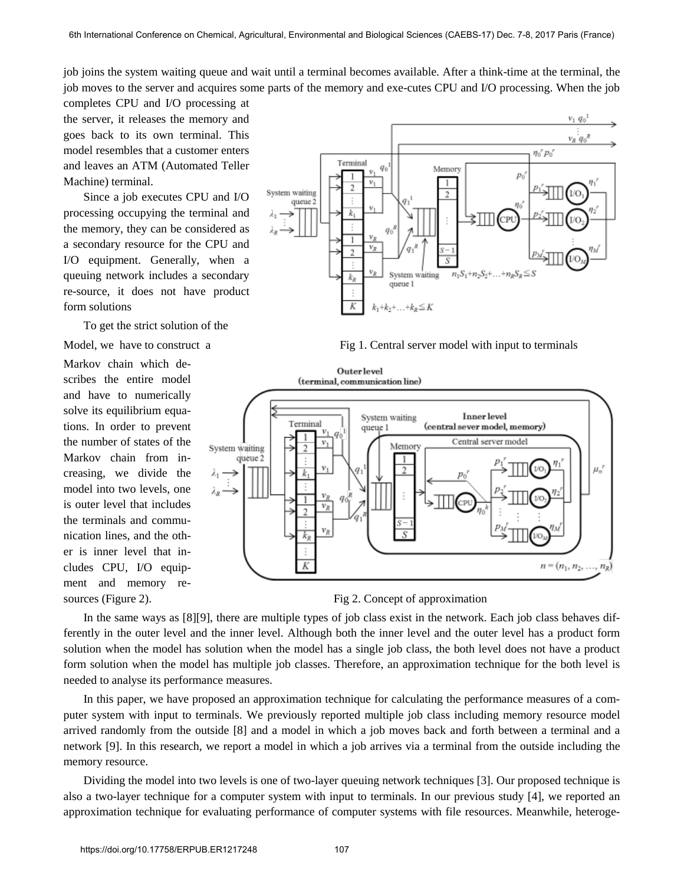job joins the system waiting queue and wait until a terminal becomes available. After a think-time at the terminal, the job moves to the server and acquires some parts of the memory and exe-cutes CPU and I/O processing. When the job completes CPU and I/O processing at the server, it releases the memory and goes back to its own terminal. This model resembles that a customer enters and leaves an ATM (Automated Teller Machine) terminal.

Since a job executes CPU and I/O processing occupying the terminal and the memory, they can be considered as a secondary resource for the CPU and I/O equipment. Generally, when a queuing network includes a secondary re-source, it does not have product form solutions

Fig 1. Central server model with input to terminals

To get the strict solution of the Model, we have to construct a Markov chain which de-scribes the entire model and have to numerically solve its equilibrium equa-tions. In order to prevent the number of states of the Markov chain from in-creasing, we divide the model into two levels, one is outer level that includes the terminals and commu-nication lines, and the oth-er is inner level that in-cludes CPU, I/O equip-ment and memory re-sources (Figure 2).

Fig 2. Concept of approximation

In the same ways as [8][9], there are multiple types of job class exist in the network. Each job class behaves dif-ferently in the outer level and the inner level. Although both the inner level and the outer level has a product form solution when the model has solution when the model has a single job class, the both level does not have a product form solution when the model has multiple job classes. Therefore, an approximation technique for the both level is needed to analyse its performance measures.

In this paper, we have proposed an approximation technique for calculating the performance measures of a com-puter system with input to terminals. We previously reported multiple job class including memory resource model arrived randomly from the outside [8] and a model in which a job moves back and forth between a terminal and a network [9]. In this research, we report a model in which a job arrives via a terminal from the outside including the memory resource.

Dividing the model into two levels is one of two-layer queuing network techniques [3]. Our proposed technique is also a two-layer technique for a computer system with input to terminals. In our previous study [4], we reported an approximation technique for evaluating performance of computer systems with file resources. Meanwhile, heteroge-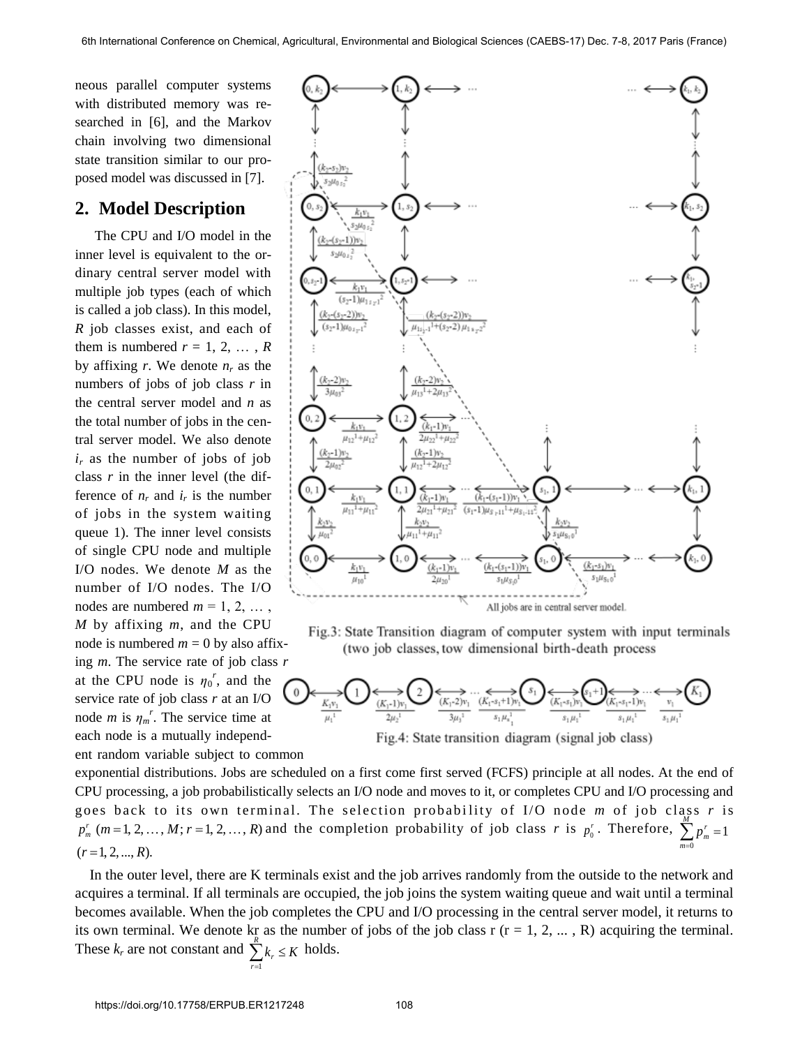neous parallel computer systems with distributed memory was researched in [6], and the Markov chain involving two dimensional state transition similar to our proposed model was discussed in [7].

## 2. Model Description

The CPU and I/O model in the inner level is equivalent to the ordinary central server model with multiple job types (each of which is called a job class). In this model, $R$ job classes exist, and each of them is numbered $r = 1, 2, \ldots, R$ by affixing $r$. We denote $n_r$ as the numbers of jobs of job class $r$ in the central server model and $n$ as the total number of jobs in the central server model. We also denote $i_r$ as the number of jobs of job class $r$ in the inner level (the difference of $n_r$ and $i_r$ is the number of jobs in the system waiting queue 1). The inner level consists of single CPU node and multiple I/O nodes. We denote $M$ as the number of I/O nodes. The I/O nodes are numbered $m = 1, 2, \ldots, M$ by affixing $m$, and the CPU node is numbered $m = 0$ by also affixing $m$. The service rate of job class $r$ at the CPU node is $\eta_0^{\ r}$, and the service rate of job class $r$ at an I/O node $m$ is $\eta_m^{\ r}$. The service time at each node is a mutually independent random variable subject to common exponential distributions. Jobs are scheduled on a first come first served (FCFS) principle at all nodes. At the end of CPU processing, a job probabilistically selects an I/O node and moves to it, or completes CPU and I/O processing and goes back to its own terminal. The selection probability of I/O node $m$ of job class $r$ is $p_m^r \ (m = 1, 2, \ldots, M; r = 1, 2, \ldots, R)$ and the completion probability of job class $r$ is $p_0^r$. Therefore, $\sum_{m=0}^{M} p_m^r = 1$ $(r = 1, 2, \ldots, R)$.

Fig.3: State Transition diagram of computer system with input terminals (two job classes, tow dimensional birth-death process

Fig.4: State transition diagram (signal job class)

In the outer level, there are K terminals exist and the job arrives randomly from the outside to the network and acquires a terminal. If all terminals are occupied, the job joins the system waiting queue and wait until a terminal becomes available. When the job completes the CPU and I/O processing in the central server model, it returns to its own terminal. We denote kr as the number of jobs of the job class r (r = 1, 2, ... , R) acquiring the terminal. These $k_r$ are not constant and $\sum_{r=1}^{R} k_r \le K$ holds.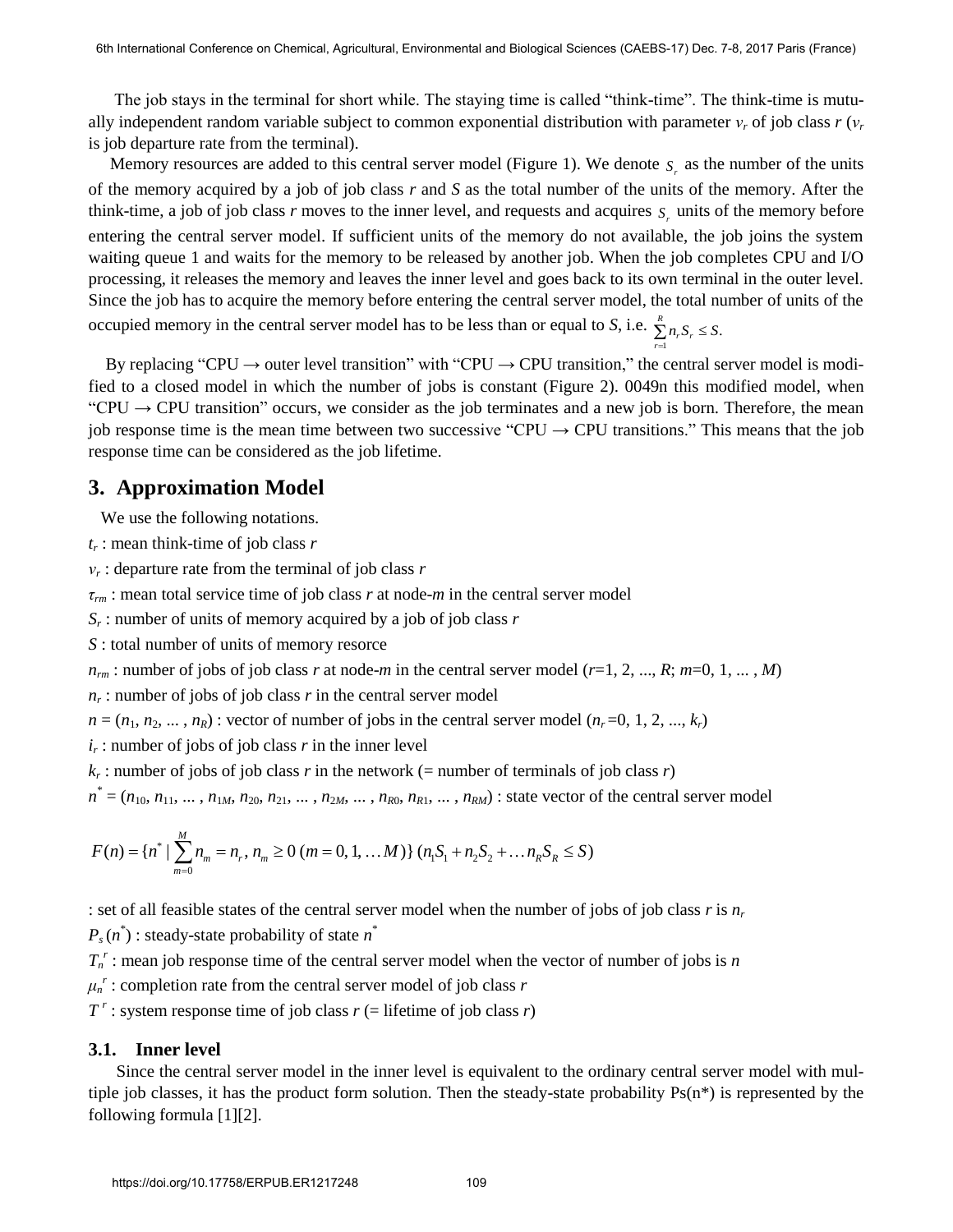The job stays in the terminal for short while. The staying time is called “think-time”. The think-time is mutually independent random variable subject to common exponential distribution with parameter $v_r$ of job class $r$ ($v_r$ is job departure rate from the terminal).

Memory resources are added to this central server model (Figure 1). We denote $S_r$ as the number of the units of the memory acquired by a job of job class $r$ and $S$ as the total number of the units of the memory. After the think-time, a job of job class $r$ moves to the inner level, and requests and acquires $S_r$ units of the memory before entering the central server model. If sufficient units of the memory do not available, the job joins the system waiting queue 1 and waits for the memory to be released by another job. When the job completes CPU and I/O processing, it releases the memory and leaves the inner level and goes back to its own terminal in the outer level. Since the job has to acquire the memory before entering the central server model, the total number of units of the occupied memory in the central server model has to be less than or equal to $S$, i.e. $\sum_{r=1}^{R} n_r S_r \leq S$.

By replacing “CPU → outer level transition” with “CPU → CPU transition,” the central server model is modified to a closed model in which the number of jobs is constant (Figure 2). 0049n this modified model, when “CPU → CPU transition” occurs, we consider as the job terminates and a new job is born. Therefore, the mean job response time is the mean time between two successive “CPU → CPU transitions.” This means that the job response time can be considered as the job lifetime.

## 3. Approximation Model

We use the following notations.

$t_r$ : mean think-time of job class $r$

$v_r$ : departure rate from the terminal of job class $r$

$\tau_{rm}$ : mean total service time of job class $r$ at node-$m$ in the central server model

$S_r$ : number of units of memory acquired by a job of job class $r$

$S$ : total number of units of memory resorce

$n_{rm}$ : number of jobs of job class $r$ at node-$m$ in the central server model ($r$=1, 2, ..., $R$; $m$=0, 1, ... , $M$)

$n_r$ : number of jobs of job class $r$ in the central server model

$n = (n_1, n_2, ... , n_R)$ : vector of number of jobs in the central server model ($n_r$ =0, 1, 2, ..., $k_r$)

$i_r$ : number of jobs of job class $r$ in the inner level

$k_r$ : number of jobs of job class $r$ in the network (= number of terminals of job class $r$)

$n^* = (n_{10}, n_{11}, ... , n_{1M}, n_{20}, n_{21}, ... , n_{2M}, ... , n_{R0}, n_{R1}, ... , n_{RM})$ : state vector of the central server model

$$F(n) = \{n^* \mid \sum_{m=0}^{M} n_m = n_r, n_m \geq 0 \ (m = 0, 1, \dots M)\} \ (n_1 S_1 + n_2 S_2 + \dots n_R S_R \leq S)$$

: set of all feasible states of the central server model when the number of jobs of job class $r$ is $n_r$

$P_s(n^*)$ : steady-state probability of state $n^*$

$T_n^r$ : mean job response time of the central server model when the vector of number of jobs is $n$

$\mu_n^r$ : completion rate from the central server model of job class $r$

$T^r$ : system response time of job class $r$ (= lifetime of job class $r$)

### 3.1. Inner level

Since the central server model in the inner level is equivalent to the ordinary central server model with multiple job classes, it has the product form solution. Then the steady-state probability Ps(n*) is represented by the following formula [1][2].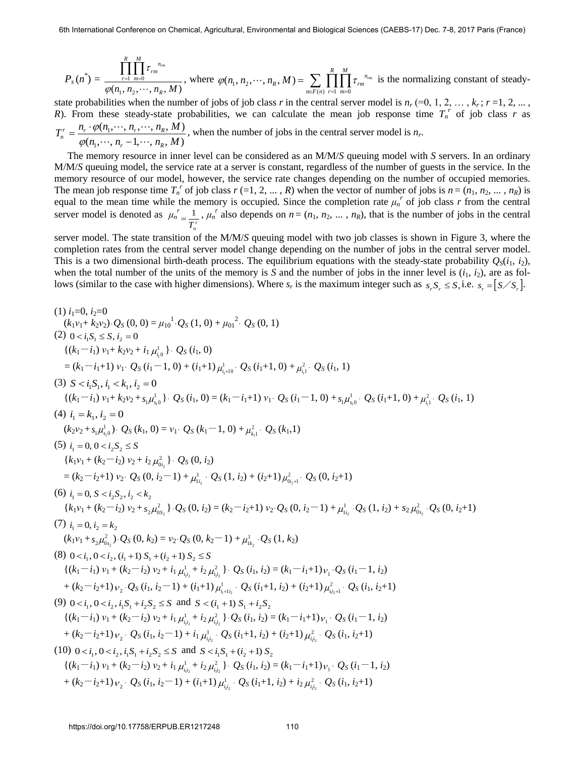$P_s(n^*) = \dfrac{\prod_{r=1}^{R}\prod_{m=0}^{M}\tau_{rm}^{\;n_{rm}}}{\varphi(n_1, n_2, \cdots, n_R, M)}$, where $\varphi(n_1, n_2, \cdots, n_R, M) = \sum_{n \in F(n)} \prod_{r=1}^{R}\prod_{m=0}^{M}\tau_{rm}^{\;n_{rm}}$ is the normalizing constant of steady-state probabilities when the number of jobs of job class $r$ in the central server model is $n_r$ (=0, 1, 2, … , $k_r$ ; $r$ =1, 2, ... , $R$). From these steady-state probabilities, we can calculate the mean job response time $T_n^{\;r}$ of job class $r$ as $T_n^{\;r} = \dfrac{n_r \cdot \varphi(n_1, \cdots, n_r, \cdots, n_R, M)}{\varphi(n_1, \cdots, n_r - 1, \cdots, n_R, M)}$, when the number of jobs in the central server model is $n_r$.

The memory resource in inner level can be considered as an M/M/$S$ queuing model with $S$ servers. In an ordinary M/M/$S$ queuing model, the service rate at a server is constant, regardless of the number of guests in the service. In the memory resource of our model, however, the service rate changes depending on the number of occupied memories. The mean job response time $T_n^{\;r}$ of job class $r$ (=1, 2, ... , $R$) when the vector of number of jobs is $n = (n_1, n_2, ... , n_R)$ is equal to the mean time while the memory is occupied. Since the completion rate $\mu_n^{\;r}$ of job class $r$ from the central server model is denoted as $\mu_n^{\;r} = \dfrac{1}{T_n^{\;r}}$, $\mu_n^{\;r}$ also depends on $n = (n_1, n_2, ... , n_R)$, that is the number of jobs in the central server model. The state transition of the M/M/$S$ queuing model with two job classes is shown in Figure 3, where the completion rates from the central server model change depending on the number of jobs in the central server model. This is a two dimensional birth-death process. The equilibrium equations with the steady-state probability $Q_S(i_1, i_2)$, when the total number of the units of the memory is $S$ and the number of jobs in the inner level is $(i_1, i_2)$, are as follows (similar to the case with higher dimensions). Where $s_r$ is the maximum integer such as $s_r S_r \le S$, i.e. $s_r = \left[ S / S_r \right]$.

(1) $i_1=0,\ i_2=0$

$$(k_1 v_1 + k_2 v_2) \cdot Q_S(0, 0) = \mu_{10}^{\;1} \cdot Q_S(1, 0) + \mu_{01}^{\;2} \cdot Q_S(0, 1)$$

(2) $0 < i_1 S_1 \le S,\ i_2 = 0$

$$\{(k_1 - i_1)\, v_1 + k_2 v_2 + i_1 \mu_{i_1 0}^{1}\} \cdot Q_S(i_1, 0)$$
$$= (k_1 - i_1 + 1)\, v_1 \cdot Q_S(i_1 - 1, 0) + (i_1 + 1)\, \mu_{i_1+1\,0}^{1} \cdot Q_S(i_1 + 1, 0) + \mu_{i_1 1}^{2} \cdot Q_S(i_1, 1)$$

(3) $S < i_1 S_1,\ i_1 < k_1,\ i_2 = 0$

$$\{(k_1 - i_1)\, v_1 + k_2 v_2 + s_1 \mu_{s_1 0}^{1}\} \cdot Q_S(i_1, 0) = (k_1 - i_1 + 1)\, v_1 \cdot Q_S(i_1 - 1, 0) + s_1 \mu_{s_1 0}^{1} \cdot Q_S(i_1 + 1, 0) + \mu_{i_1 1}^{2} \cdot Q_S(i_1, 1)$$

(4) $i_1 = k_1,\ i_2 = 0$

$$(k_2 v_2 + s_1 \mu_{s_1 0}^{1}) \cdot Q_S(k_1, 0) = v_1 \cdot Q_S(k_1 - 1, 0) + \mu_{k_1 1}^{2} \cdot Q_S(k_1, 1)$$

(5) $i_1 = 0,\ 0 < i_2 S_2 \le S$

$$\{k_1 v_1 + (k_2 - i_2)\, v_2 + i_2 \mu_{0 i_2}^{2}\} \cdot Q_S(0, i_2)$$
$$= (k_2 - i_2 + 1)\, v_2 \cdot Q_S(0, i_2 - 1) + \mu_{1 i_2}^{1} \cdot Q_S(1, i_2) + (i_2 + 1)\, \mu_{0\, i_2+1}^{2} \cdot Q_S(0, i_2 + 1)$$

(6) $i_1 = 0,\ S < i_2 S_2,\ i_2 < k_2$

$$\{k_1 v_1 + (k_2 - i_2)\, v_2 + s_2 \mu_{0 s_2}^{2}\} \cdot Q_S(0, i_2) = (k_2 - i_2 + 1)\, v_2 \cdot Q_S(0, i_2 - 1) + \mu_{1 i_2}^{1} \cdot Q_S(1, i_2) + s_2 \mu_{0 s_2}^{2} \cdot Q_S(0, i_2 + 1)$$

(7) $i_1 = 0,\ i_2 = k_2$

$$(k_1 v_1 + s_2 \mu_{0 s_2}^{2}) \cdot Q_S(0, k_2) = v_2 \cdot Q_S(0, k_2 - 1) + \mu_{1 k_2}^{1} \cdot Q_S(1, k_2)$$

(8) $0 < i_1,\ 0 < i_2,\ (i_1 + 1)\, S_1 + (i_2 + 1)\, S_2 \le S$

$$\{(k_1 - i_1)\, v_1 + (k_2 - i_2)\, v_2 + i_1 \mu_{i_1 i_2}^{1} + i_2 \mu_{i_1 i_2}^{2}\} \cdot Q_S(i_1, i_2) = (k_1 - i_1 + 1)\, v_1 \cdot Q_S(i_1 - 1, i_2)$$
$$+ (k_2 - i_2 + 1)\, v_2 \cdot Q_S(i_1, i_2 - 1) + (i_1 + 1)\, \mu_{i_1+1\, i_2}^{1} \cdot Q_S(i_1 + 1, i_2) + (i_2 + 1)\, \mu_{i_1\, i_2+1}^{2} \cdot Q_S(i_1, i_2 + 1)$$

(9) $0 < i_1,\ 0 < i_2,\ i_1 S_1 + i_2 S_2 \le S$ and $S < (i_1 + 1)\, S_1 + i_2 S_2$

$$\{(k_1 - i_1)\, v_1 + (k_2 - i_2)\, v_2 + i_1 \mu_{i_1 i_2}^{1} + i_2 \mu_{i_1 i_2}^{2}\} \cdot Q_S(i_1, i_2) = (k_1 - i_1 + 1)\, v_1 \cdot Q_S(i_1 - 1, i_2)$$
$$+ (k_2 - i_2 + 1)\, v_2 \cdot Q_S(i_1, i_2 - 1) + i_1 \mu_{i_1 i_2}^{1} \cdot Q_S(i_1 + 1, i_2) + (i_2 + 1)\, \mu_{i_1 i_2}^{2} \cdot Q_S(i_1, i_2 + 1)$$

(10) $0 < i_1,\ 0 < i_2,\ i_1 S_1 + i_2 S_2 \le S$ and $S < i_1 S_1 + (i_2 + 1)\, S_2$

$$\{(k_1 - i_1)\, v_1 + (k_2 - i_2)\, v_2 + i_1 \mu_{i_1 i_2}^{1} + i_2 \mu_{i_1 i_2}^{2}\} \cdot Q_S(i_1, i_2) = (k_1 - i_1 + 1)\, v_1 \cdot Q_S(i_1 - 1, i_2)$$
$$+ (k_2 - i_2 + 1)\, v_2 \cdot Q_S(i_1, i_2 - 1) + (i_1 + 1)\, \mu_{i_1 i_2}^{1} \cdot Q_S(i_1 + 1, i_2) + i_2 \mu_{i_1 i_2}^{2} \cdot Q_S(i_1, i_2 + 1)$$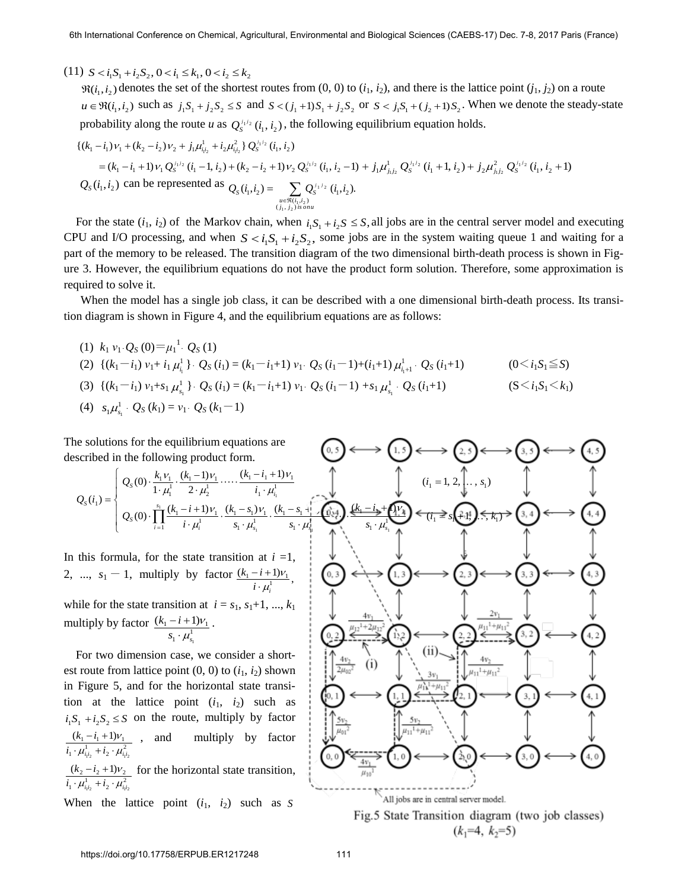(11) $S < i_1 S_1 + i_2 S_2,\ 0 < i_1 \le k_1,\ 0 < i_2 \le k_2$

$\Re(i_1, i_2)$ denotes the set of the shortest routes from (0, 0) to ($i_1$, $i_2$), and there is the lattice point ($j_1$, $j_2$) on a route $u \in \Re(i_1, i_2)$ such as $j_1 S_1 + j_2 S_2 \le S$ and $S < (j_1 + 1) S_1 + j_2 S_2$ or $S < j_1 S_1 + (j_2 + 1) S_2$. When we denote the steady-state probability along the route $u$ as $Q_S^{j_1 j_2}(i_1, i_2)$, the following equilibrium equation holds.

$$\{(k_1 - i_1)\nu_1 + (k_2 - i_2)\nu_2 + j_1 \mu^1_{j_1 j_2} + i_2 \mu^2_{j_1 j_2}\}\, Q_S^{j_1 j_2}(i_1, i_2)$$
$$= (k_1 - i_1 + 1)\nu_1\, Q_S^{j_1 j_2}(i_1 - 1, i_2) + (k_2 - i_2 + 1)\nu_2\, Q_S^{j_1 j_2}(i_1, i_2 - 1) + j_1 \mu^1_{j_1 j_2}\, Q_S^{j_1 j_2}(i_1 + 1, i_2) + j_2 \mu^2_{j_1 j_2}\, Q_S^{j_1 j_2}(i_1, i_2 + 1)$$

$Q_S(i_1, i_2)$ can be represented as $Q_S(i_1, i_2) = \sum_{\substack{u \in \Re(i_1, i_2) \\ (j_1, j_2)\, is\, on\, u}} Q_S^{j_1 j_2}(i_1, i_2).$

For the state ($i_1$, $i_2$) of the Markov chain, when $i_1 S_1 + i_2 S \le S$, all jobs are in the central server model and executing CPU and I/O processing, and when $S < i_1 S_1 + i_2 S_2$, some jobs are in the system waiting queue 1 and waiting for a part of the memory to be released. The transition diagram of the two dimensional birth-death process is shown in Figure 3. However, the equilibrium equations do not have the product form solution. Therefore, some approximation is required to solve it.

When the model has a single job class, it can be described with a one dimensional birth-death process. Its transition diagram is shown in Figure 4, and the equilibrium equations are as follows:

(1) $k_1 \nu_1 \cdot Q_S(0) = \mu_1^1 \cdot Q_S(1)$

(2) $\{(k_1 - i_1)\nu_1 + i_1 \mu^1_{i_1}\} \cdot Q_S(i_1) = (k_1 - i_1 + 1)\nu_1 \cdot Q_S(i_1 - 1) + (i_1 + 1)\mu^1_{i_1 + 1} \cdot Q_S(i_1 + 1)$ $\quad (0 < i_1 S_1 \leqq S)$

(3) $\{(k_1 - i_1)\nu_1 + s_1 \mu^1_{s_1}\} \cdot Q_S(i_1) = (k_1 - i_1 + 1)\nu_1 \cdot Q_S(i_1 - 1) + s_1 \mu^1_{s_1} \cdot Q_S(i_1 + 1)$ $\quad (S < i_1 S_1 < k_1)$

(4) $s_1 \mu^1_{s_1} \cdot Q_S(k_1) = \nu_1 \cdot Q_S(k_1 - 1)$

The solutions for the equilibrium equations are described in the following product form.

$$Q_S(i_1) = \begin{cases} Q_S(0) \cdot \dfrac{k_1 \nu_1}{1 \cdot \mu_1^1} \cdot \dfrac{(k_1 - 1)\nu_1}{2 \cdot \mu_2^1} \cdots \dfrac{(k_1 - i_1 + 1)\nu_1}{i_1 \cdot \mu^1_{i_1}} & (i_1 = 1, 2, \ldots, s_1) \\ Q_S(0) \cdot \prod_{i=1}^{s_1} \dfrac{(k_1 - i + 1)\nu_1}{i \cdot \mu_i^1} \cdot \dfrac{(k_1 - s_1)\nu_1}{s_1 \cdot \mu^1_{s_1}} \cdot \dfrac{(k_1 - s_1 + 1)\nu_1}{s_1 \cdot \mu^1_{s_1}} \cdots \dfrac{(k_1 - i_1 + 1)\nu_1}{s_1 \cdot \mu^1_{s_1}} & (i_1 = s_1 + 1, \ldots, k_1) \end{cases}$$

In this formula, for the state transition at $i = 1, 2, \ldots, s_1 - 1$, multiply by factor $\dfrac{(k_1 - i + 1)\nu_1}{i \cdot \mu_i^1}$, while for the state transition at $i = s_1, s_1 + 1, \ldots, k_1$ multiply by factor $\dfrac{(k_1 - i + 1)\nu_1}{s_1 \cdot \mu^1_{s_1}}$.

For two dimension case, we consider a shortest route from lattice point (0, 0) to ($i_1$, $i_2$) shown in Figure 5, and for the horizontal state transition at the lattice point ($i_1$, $i_2$) such as $i_1 S_1 + i_2 S_2 \le S$ on the route, multiply by factor $\dfrac{(k_1 - i_1 + 1)\nu_1}{i_1 \cdot \mu^1_{i_1 i_2} + i_2 \cdot \mu^2_{i_1 i_2}}$, and multiply by factor $\dfrac{(k_2 - i_2 + 1)\nu_2}{i_1 \cdot \mu^1_{i_1 i_2} + i_2 \cdot \mu^2_{i_1 i_2}}$ for the horizontal state transition, When the lattice point ($i_1$, $i_2$) such as $S$

Fig.5 State Transition diagram (two job classes) ($k_1$=4, $k_2$=5)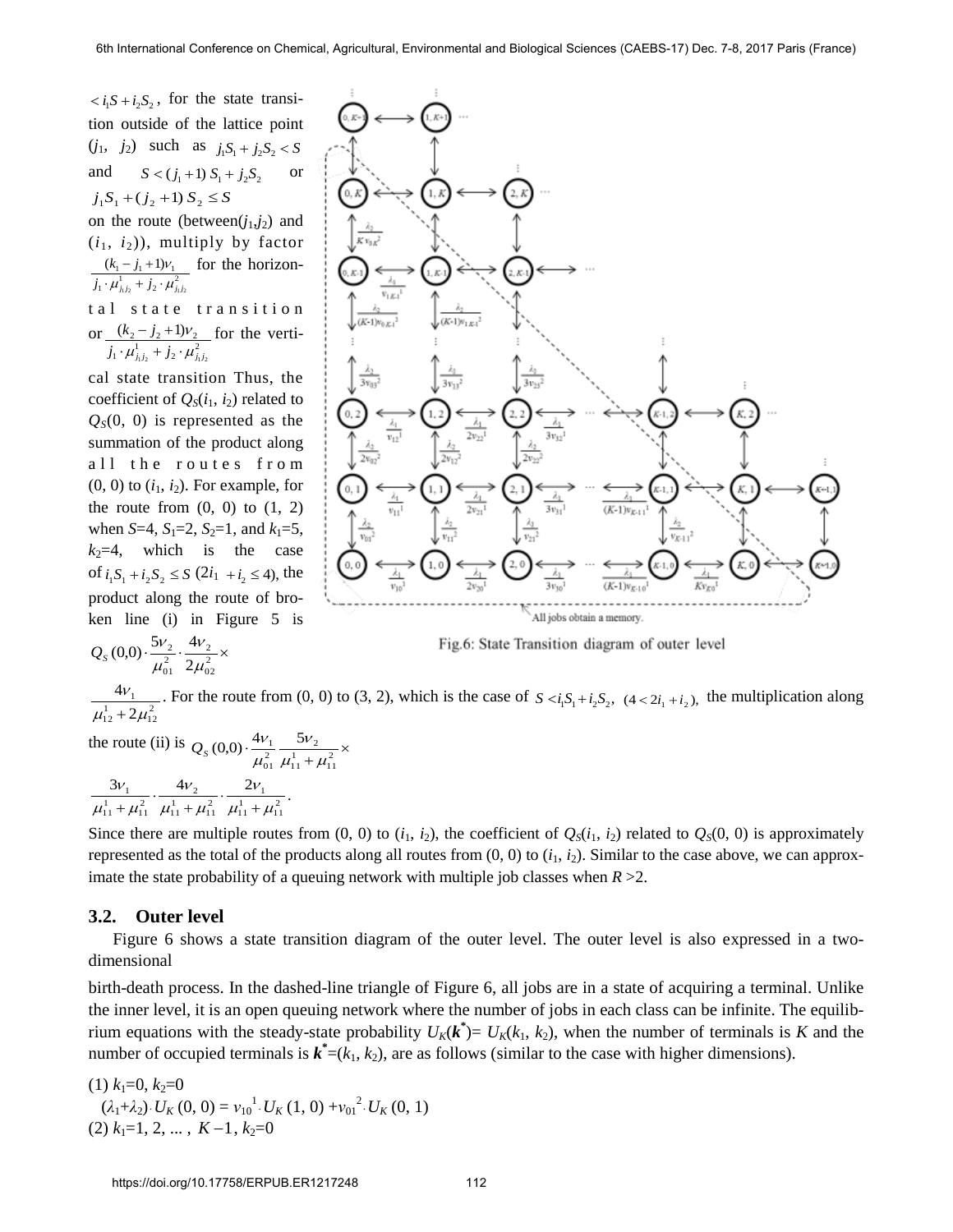$< i_1 S + i_2 S_2$, for the state transition outside of the lattice point ($j_1$, $j_2$) such as $j_1 S_1 + j_2 S_2 < S$ and $S < (j_1+1)\, S_1 + j_2 S_2$ or $j_1 S_1 + (j_2+1)\, S_2 \le S$ on the route (between($j_1$,$j_2$) and ($i_1$, $i_2$)), multiply by factor $\frac{(k_1 - j_1 + 1)\nu_1}{j_1 \cdot \mu^1_{j_1 j_2} + j_2 \cdot \mu^2_{j_1 j_2}}$ for the horizontal state transition or $\frac{(k_2 - j_2 + 1)\nu_2}{j_1 \cdot \mu^1_{j_1 j_2} + j_2 \cdot \mu^2_{j_1 j_2}}$ for the vertical state transition Thus, the coefficient of $Q_S(i_1, i_2)$ related to $Q_S(0, 0)$ is represented as the summation of the product along all the routes from (0, 0) to ($i_1$, $i_2$). For example, for the route from (0, 0) to (1, 2) when $S$=4, $S_1$=2, $S_2$=1, and $k_1$=5, $k_2$=4, which is the case of $i_1 S_1 + i_2 S_2 \le S$ ($2i_1 + i_2 \le 4$), the product along the route of broken line (i) in Figure 5 is $Q_S(0,0) \cdot \frac{5\nu_2}{\mu^2_{01}} \cdot \frac{4\nu_2}{2\mu^2_{02}} \times \frac{4\nu_1}{\mu^1_{12} + 2\mu^2_{12}}$. For the route from (0, 0) to (3, 2), which is the case of $S < i_1 S_1 + i_2 S_2$, $(4 < 2i_1 + i_2)$, the multiplication along the route (ii) is $Q_S(0,0) \cdot \frac{4\nu_1}{\mu^2_{01}} \frac{5\nu_2}{\mu^1_{11} + \mu^2_{11}} \times \frac{3\nu_1}{\mu^1_{11} + \mu^2_{11}} \cdot \frac{4\nu_2}{\mu^1_{11} + \mu^2_{11}} \cdot \frac{2\nu_1}{\mu^1_{11} + \mu^2_{11}}$.

Fig.6: State Transition diagram of outer level

Since there are multiple routes from (0, 0) to ($i_1$, $i_2$), the coefficient of $Q_S(i_1, i_2)$ related to $Q_S(0, 0)$ is approximately represented as the total of the products along all routes from (0, 0) to ($i_1$, $i_2$). Similar to the case above, we can approximate the state probability of a queuing network with multiple job classes when $R$ >2.

### 3.2. Outer level

Figure 6 shows a state transition diagram of the outer level. The outer level is also expressed in a two-dimensional birth-death process. In the dashed-line triangle of Figure 6, all jobs are in a state of acquiring a terminal. Unlike the inner level, it is an open queuing network where the number of jobs in each class can be infinite. The equilibrium equations with the steady-state probability $U_K(\boldsymbol{k}^*) = U_K(k_1, k_2)$, when the number of terminals is $K$ and the number of occupied terminals is $\boldsymbol{k}^* = (k_1, k_2)$, are as follows (similar to the case with higher dimensions).

(1) $k_1$=0, $k_2$=0

$(\lambda_1 + \lambda_2) \cdot U_K(0, 0) = \nu_{10}^{\ 1} \cdot U_K(1, 0) + \nu_{01}^{\ 2} \cdot U_K(0, 1)$

(2) $k_1$=1, 2, ... , $K-1$, $k_2$=0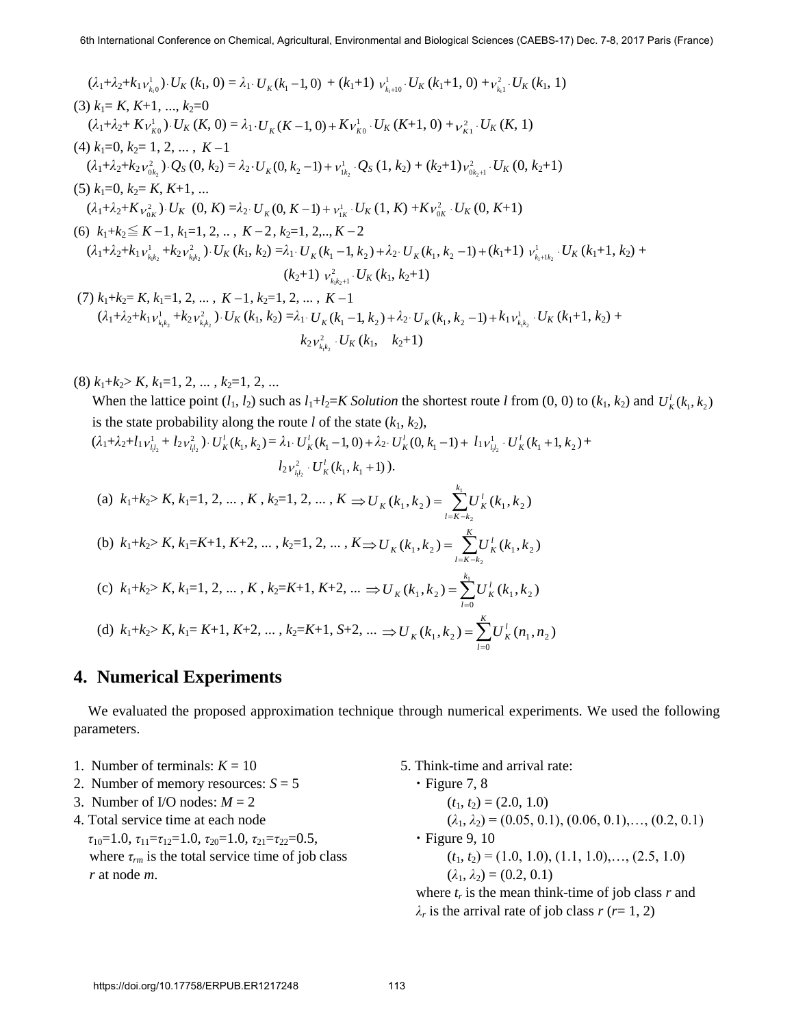$(\lambda_1+\lambda_2+k_1\nu^1_{k_10})\cdot U_K(k_1, 0) = \lambda_1\cdot U_K(k_1-1, 0) + (k_1+1)\ \nu^1_{k_1+10}\cdot U_K(k_1+1, 0) + \nu^2_{k_11}\cdot U_K(k_1, 1)$

(3) $k_1 = K, K+1, ..., k_2=0$

$(\lambda_1+\lambda_2+ K\nu^1_{K0})\cdot U_K(K, 0) = \lambda_1\cdot U_K(K-1, 0) + K\nu^1_{K0}\cdot U_K(K+1, 0) + \nu^2_{K1}\cdot U_K(K, 1)$

(4) $k_1=0, k_2= 1, 2, ..., K-1$

$(\lambda_1+\lambda_2+k_2\nu^2_{0k_2})\cdot Q_S(0, k_2) = \lambda_2\cdot U_K(0, k_2-1) + \nu^1_{1k_2}\cdot Q_S(1, k_2) + (k_2+1)\nu^2_{0k_2+1}\cdot U_K(0, k_2+1)$

(5) $k_1=0, k_2= K, K+1, ...$

$(\lambda_1+\lambda_2+K\nu^2_{0K})\cdot U_K\ (0, K) =\lambda_2\cdot U_K(0, K-1) + \nu^1_{1K}\cdot U_K(1, K) +K\nu^2_{0K}\cdot U_K(0, K+1)$

(6) $k_1+k_2 \leqq K-1, k_1=1, 2, .., K-2, k_2=1, 2,.., K-2$

$$(\lambda_1+\lambda_2+k_1\nu^1_{k_1k_2}+k_2\nu^2_{k_1k_2})\cdot U_K(k_1, k_2) =\lambda_1\cdot U_K(k_1-1, k_2)+\lambda_2\cdot U_K(k_1, k_2-1)+(k_1+1)\ \nu^1_{k_1+1k_2}\cdot U_K(k_1+1, k_2) + (k_2+1)\ \nu^2_{k_1k_2+1}\cdot U_K(k_1, k_2+1)$$

(7) $k_1+k_2= K, k_1=1, 2, ..., K-1, k_2=1, 2, ..., K-1$

$$(\lambda_1+\lambda_2+k_1\nu^1_{k_1k_2}+k_2\nu^2_{k_1k_2})\cdot U_K(k_1, k_2) =\lambda_1\cdot U_K(k_1-1, k_2)+\lambda_2\cdot U_K(k_1, k_2-1)+k_1\nu^1_{k_1k_2}\cdot U_K(k_1+1, k_2) + k_2\nu^2_{k_1k_2}\cdot U_K(k_1,\ \ k_2+1)$$

(8) $k_1+k_2> K, k_1=1, 2, ..., k_2=1, 2, ...$

When the lattice point $(l_1, l_2)$ such as $l_1+l_2=K$ *Solution* the shortest route $l$ from (0, 0) to $(k_1, k_2)$ and $U^l_K(k_1, k_2)$ is the state probability along the route $l$ of the state $(k_1, k_2)$,

$$(\lambda_1+\lambda_2+l_1\nu^1_{l_1l_2} + l_2\nu^2_{l_1l_2})\cdot U^l_K(k_1, k_2) = \lambda_1\cdot U^l_K(k_1-1, 0)+\lambda_2\cdot U^l_K(0, k_1-1)+\ l_1\nu^1_{l_1l_2}\cdot U^l_K(k_1+1, k_2) + l_2\nu^2_{l_1l_2}\cdot U^l_K(k_1, k_1+1)).$$

(a) $k_1+k_2> K, k_1=1, 2, ..., K, k_2=1, 2, ..., K \Rightarrow U_K(k_1, k_2) = \sum_{l=K-k_2}^{k_1} U^l_K(k_1, k_2)$

(b) $k_1+k_2> K, k_1=K+1, K+2, ..., k_2=1, 2, ..., K \Rightarrow U_K(k_1, k_2) = \sum_{l=K-k_2}^{K} U^l_K(k_1, k_2)$

(c) $k_1+k_2> K, k_1=1, 2, ..., K, k_2=K+1, K+2, ... \Rightarrow U_K(k_1, k_2) = \sum_{l=0}^{k_1} U^l_K(k_1, k_2)$

(d) $k_1+k_2> K, k_1= K+1, K+2, ..., k_2=K+1, S+2, ... \Rightarrow U_K(k_1, k_2) = \sum_{l=0}^{K} U^l_K(n_1, n_2)$

## 4. Numerical Experiments

We evaluated the proposed approximation technique through numerical experiments. We used the following parameters.

1. Number of terminals: $K = 10$
2. Number of memory resources: $S = 5$
3. Number of I/O nodes: $M = 2$
4. Total service time at each node
   $\tau_{10}=1.0, \tau_{11}=\tau_{12}=1.0, \tau_{20}=1.0, \tau_{21}=\tau_{22}=0.5$,
   where $\tau_{rm}$ is the total service time of job class $r$ at node $m$.
5. Think-time and arrival rate:
   - Figure 7, 8
     $(t_1, t_2) = (2.0, 1.0)$
     $(\lambda_1, \lambda_2) = (0.05, 0.1), (0.06, 0.1),…, (0.2, 0.1)$
   - Figure 9, 10
     $(t_1, t_2) = (1.0, 1.0), (1.1, 1.0),…, (2.5, 1.0)$
     $(\lambda_1, \lambda_2) = (0.2, 0.1)$

   where $t_r$ is the mean think-time of job class $r$ and $\lambda_r$ is the arrival rate of job class $r$ ($r$= 1, 2)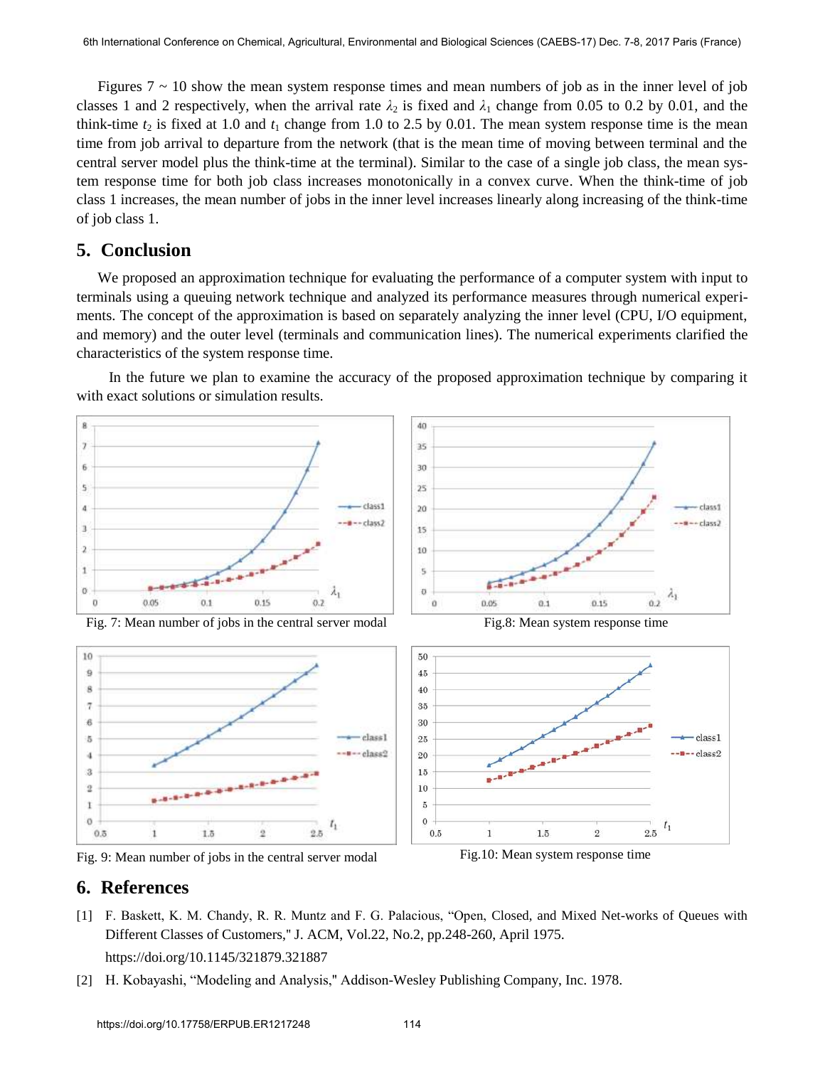Figures 7 ~ 10 show the mean system response times and mean numbers of job as in the inner level of job classes 1 and 2 respectively, when the arrival rate $\lambda_2$ is fixed and $\lambda_1$ change from 0.05 to 0.2 by 0.01, and the think-time $t_2$ is fixed at 1.0 and $t_1$ change from 1.0 to 2.5 by 0.01. The mean system response time is the mean time from job arrival to departure from the network (that is the mean time of moving between terminal and the central server model plus the think-time at the terminal). Similar to the case of a single job class, the mean system response time for both job class increases monotonically in a convex curve. When the think-time of job class 1 increases, the mean number of jobs in the inner level increases linearly along increasing of the think-time of job class 1.

## 5. Conclusion

We proposed an approximation technique for evaluating the performance of a computer system with input to terminals using a queuing network technique and analyzed its performance measures through numerical experiments. The concept of the approximation is based on separately analyzing the inner level (CPU, I/O equipment, and memory) and the outer level (terminals and communication lines). The numerical experiments clarified the characteristics of the system response time.

In the future we plan to examine the accuracy of the proposed approximation technique by comparing it with exact solutions or simulation results.

Fig. 7: Mean number of jobs in the central server modal

Fig.8: Mean system response time

Fig. 9: Mean number of jobs in the central server modal

Fig.10: Mean system response time

## 6. References

[1] F. Baskett, K. M. Chandy, R. R. Muntz and F. G. Palacious, "Open, Closed, and Mixed Net-works of Queues with Different Classes of Customers," J. ACM, Vol.22, No.2, pp.248-260, April 1975. https://doi.org/10.1145/321879.321887

[2] H. Kobayashi, "Modeling and Analysis," Addison-Wesley Publishing Company, Inc. 1978.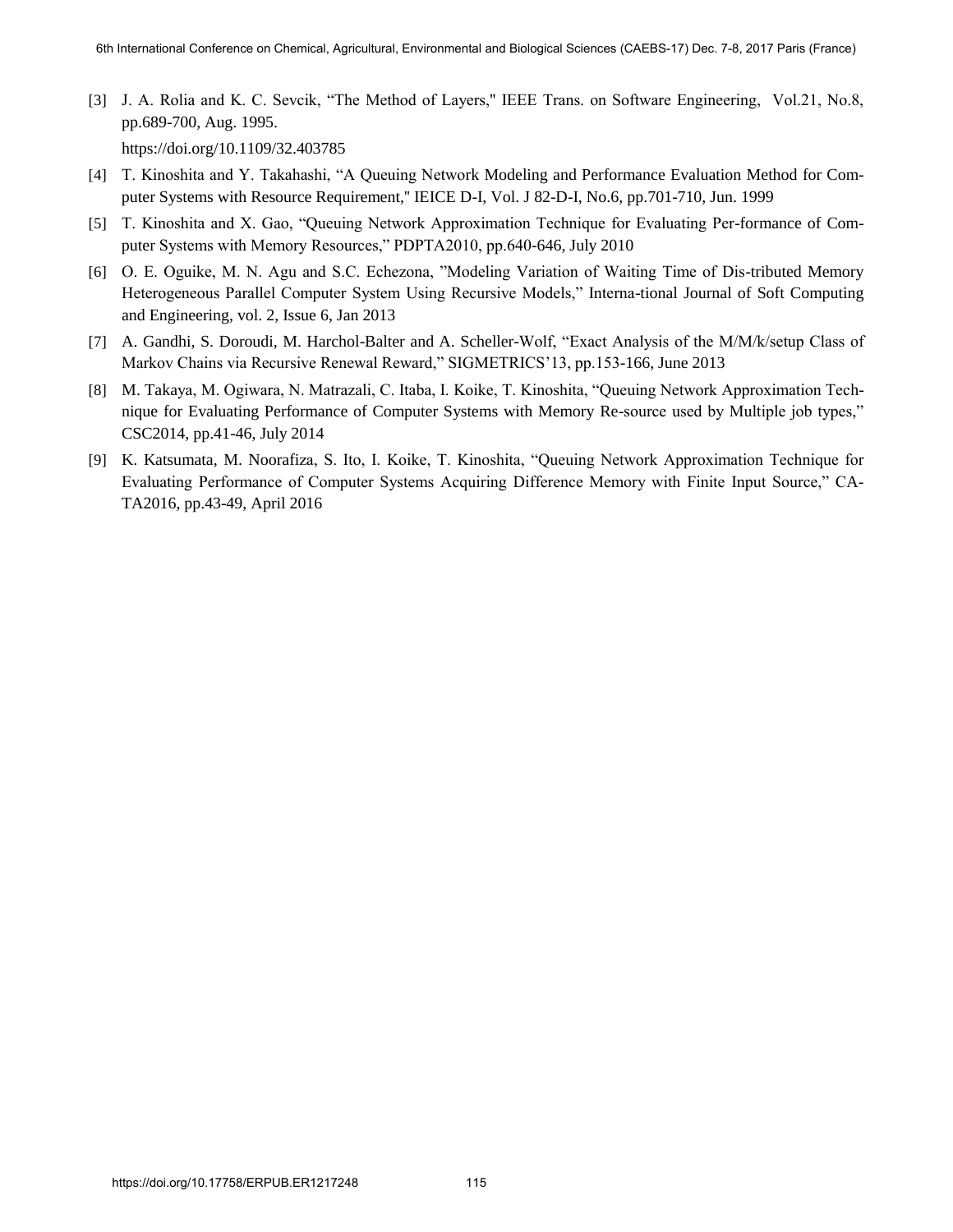[3] J. A. Rolia and K. C. Sevcik, "The Method of Layers," IEEE Trans. on Software Engineering, Vol.21, No.8, pp.689-700, Aug. 1995.
https://doi.org/10.1109/32.403785

[4] T. Kinoshita and Y. Takahashi, "A Queuing Network Modeling and Performance Evaluation Method for Computer Systems with Resource Requirement," IEICE D-I, Vol. J 82-D-I, No.6, pp.701-710, Jun. 1999

[5] T. Kinoshita and X. Gao, "Queuing Network Approximation Technique for Evaluating Per-formance of Computer Systems with Memory Resources," PDPTA2010, pp.640-646, July 2010

[6] O. E. Oguike, M. N. Agu and S.C. Echezona, "Modeling Variation of Waiting Time of Dis-tributed Memory Heterogeneous Parallel Computer System Using Recursive Models," Interna-tional Journal of Soft Computing and Engineering, vol. 2, Issue 6, Jan 2013

[7] A. Gandhi, S. Doroudi, M. Harchol-Balter and A. Scheller-Wolf, "Exact Analysis of the M/M/k/setup Class of Markov Chains via Recursive Renewal Reward," SIGMETRICS'13, pp.153-166, June 2013

[8] M. Takaya, M. Ogiwara, N. Matrazali, C. Itaba, I. Koike, T. Kinoshita, "Queuing Network Approximation Technique for Evaluating Performance of Computer Systems with Memory Re-source used by Multiple job types," CSC2014, pp.41-46, July 2014

[9] K. Katsumata, M. Noorafiza, S. Ito, I. Koike, T. Kinoshita, "Queuing Network Approximation Technique for Evaluating Performance of Computer Systems Acquiring Difference Memory with Finite Input Source," CA-TA2016, pp.43-49, April 2016